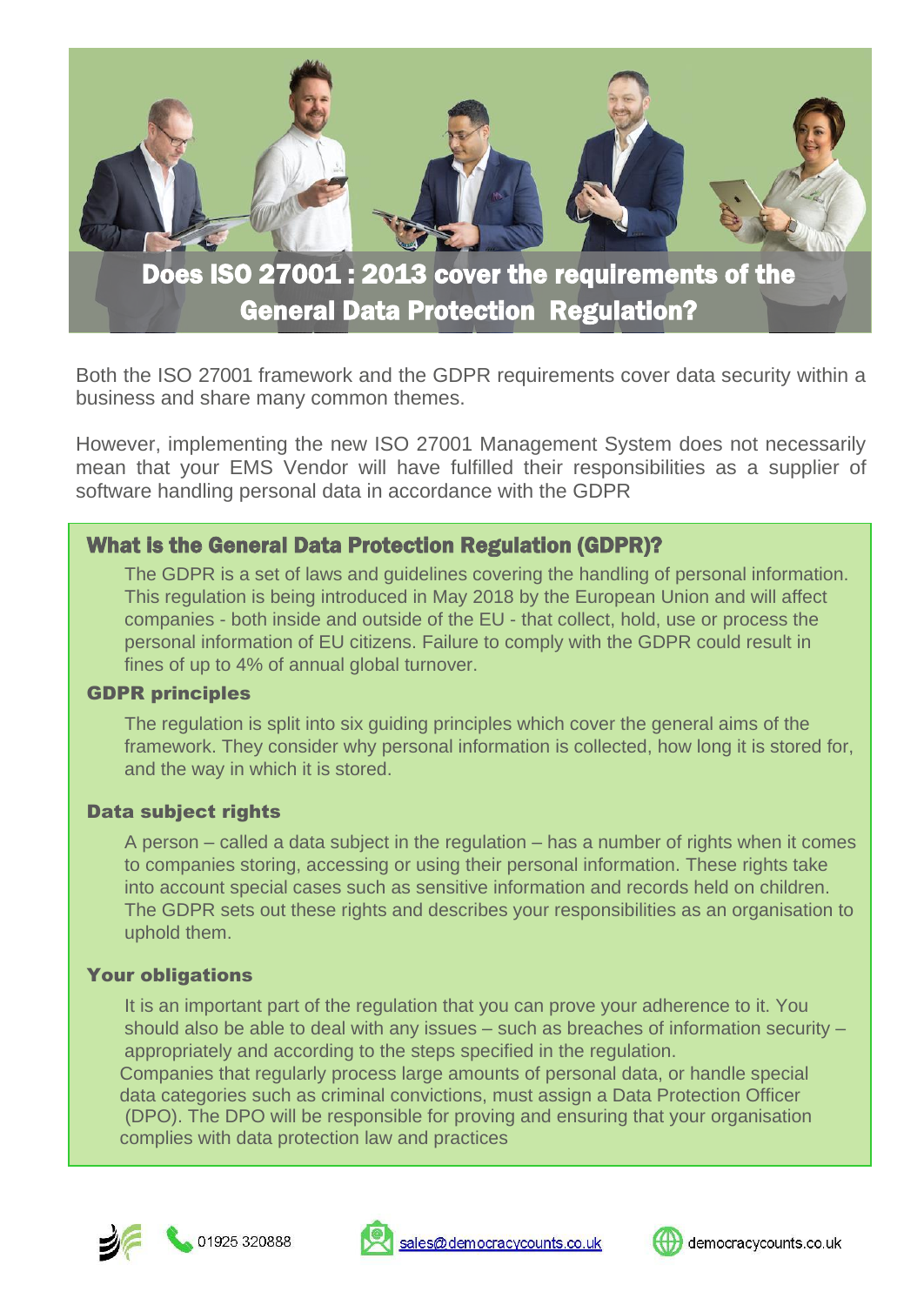# Does ISO 27001 : 2013 cover the requirements of the General Data Protection Regulation?

Both the ISO 27001 framework and the GDPR requirements cover data security within a business and share many common themes.

However, implementing the new ISO 27001 Management System does not necessarily mean that your EMS Vendor will have fulfilled their responsibilities as a supplier of software handling personal data in accordance with the GDPR

## What is the General Data Protection Regulation (GDPR)?

The GDPR is a set of laws and guidelines covering the handling of personal information. This regulation is being introduced in May 2018 by the European Union and will affect companies - both inside and outside of the EU - that collect, hold, use or process the personal information of EU citizens. Failure to comply with the GDPR could result in fines of up to 4% of annual global turnover.

### GDPR principles

The regulation is split into six guiding principles which cover the general aims of the framework. They consider why personal information is collected, how long it is stored for, and the way in which it is stored.

### Data subject rights

A person – called a data subject in the regulation – has a number of rights when it comes to companies storing, accessing or using their personal information. These rights take into account special cases such as sensitive information and records held on children. The GDPR sets out these rights and describes your responsibilities as an organisation to uphold them.

### Your obligations

It is an important part of the regulation that you can prove your adherence to it. You should also be able to deal with any issues – such as breaches of information security – appropriately and according to the steps specified in the regulation.

Companies that regularly process large amounts of personal data, or handle special data categories such as criminal convictions, must assign a Data Protection Officer (DPO). The DPO will be responsible for proving and ensuring that your organisation complies with data protection law and practices

01925 320888 | sales@democracycounts.co.uk | democracycounts.co.uk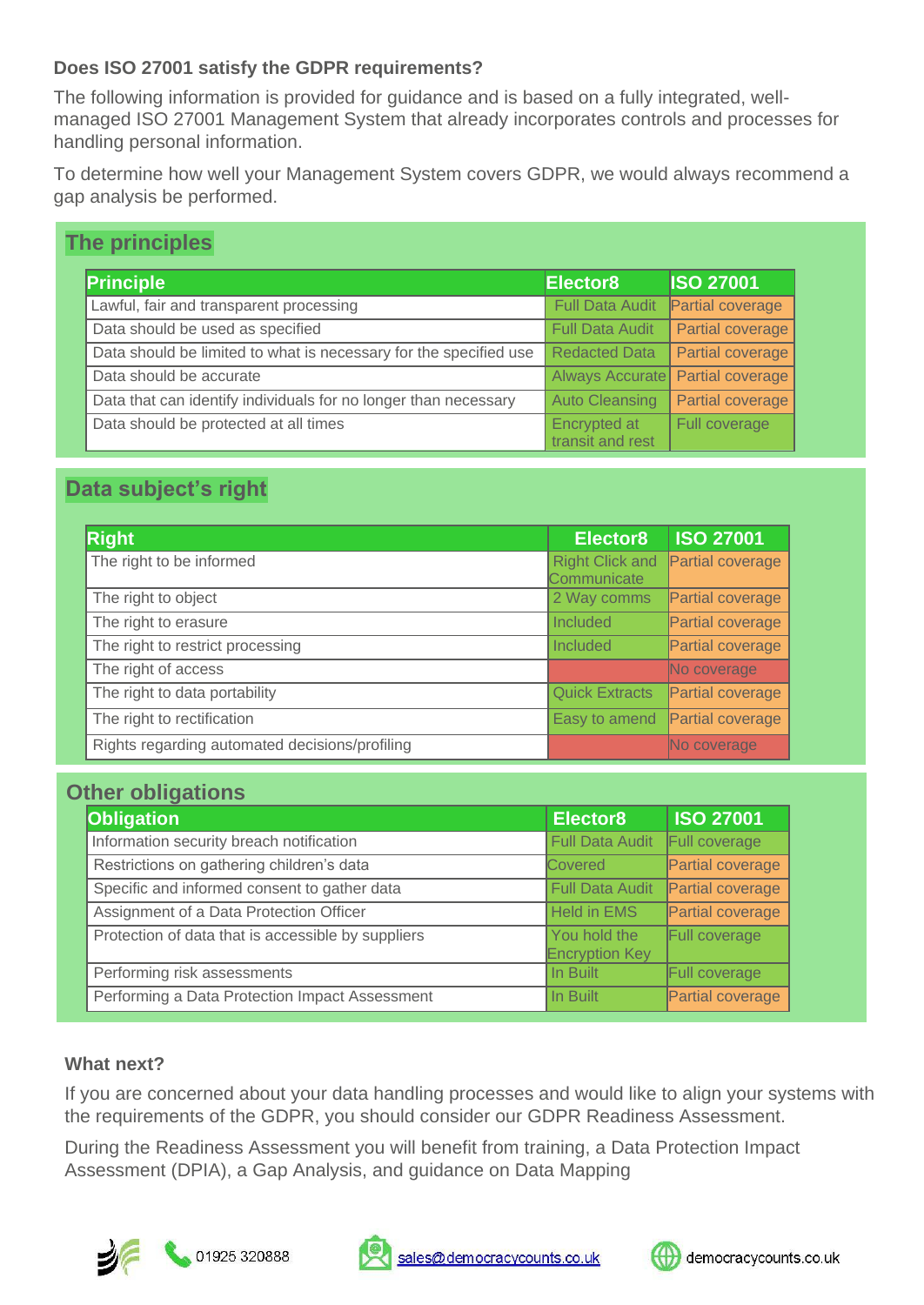### Does ISO 27001 satisfy the GDPR requirements?

The following information is provided for guidance and is based on a fully integrated, well-managed ISO 27001 Management System that already incorporates controls and processes for handling personal information.

To determine how well your Management System covers GDPR, we would always recommend a gap analysis be performed.

## The principles

| Principle | Elector8 | ISO 27001 |
|---|---|---|
| Lawful, fair and transparent processing | Full Data Audit | Partial coverage |
| Data should be used as specified | Full Data Audit | Partial coverage |
| Data should be limited to what is necessary for the specified use | Redacted Data | Partial coverage |
| Data should be accurate | Always Accurate | Partial coverage |
| Data that can identify individuals for no longer than necessary | Auto Cleansing | Partial coverage |
| Data should be protected at all times | Encrypted at transit and rest | Full coverage |

## Data subject's right

| Right | Elector8 | ISO 27001 |
|---|---|---|
| The right to be informed | Right Click and Communicate | Partial coverage |
| The right to object | 2 Way comms | Partial coverage |
| The right to erasure | Included | Partial coverage |
| The right to restrict processing | Included | Partial coverage |
| The right of access | | No coverage |
| The right to data portability | Quick Extracts | Partial coverage |
| The right to rectification | Easy to amend | Partial coverage |
| Rights regarding automated decisions/profiling | | No coverage |

## Other obligations

| Obligation | Elector8 | ISO 27001 |
|---|---|---|
| Information security breach notification | Full Data Audit | Full coverage |
| Restrictions on gathering children's data | Covered | Partial coverage |
| Specific and informed consent to gather data | Full Data Audit | Partial coverage |
| Assignment of a Data Protection Officer | Held in EMS | Partial coverage |
| Protection of data that is accessible by suppliers | You hold the Encryption Key | Full coverage |
| Performing risk assessments | In Built | Full coverage |
| Performing a Data Protection Impact Assessment | In Built | Partial coverage |

### What next?

If you are concerned about your data handling processes and would like to align your systems with the requirements of the GDPR, you should consider our GDPR Readiness Assessment.

During the Readiness Assessment you will benefit from training, a Data Protection Impact Assessment (DPIA), a Gap Analysis, and guidance on Data Mapping

01925 320888 sales@democracycounts.co.uk democracycounts.co.uk